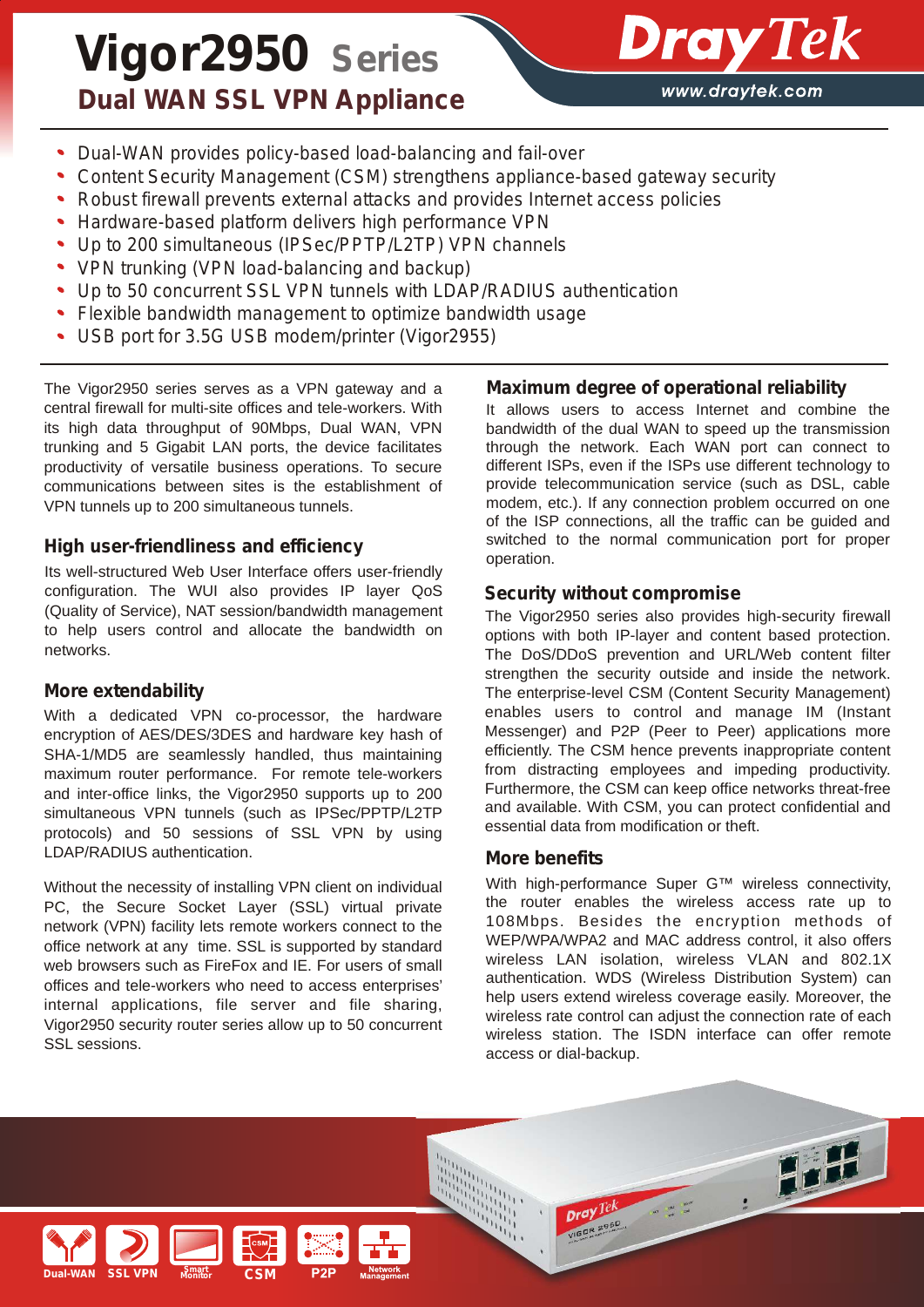# Vigor2950 Series

## Dual WAN SSL VPN Appliance

DrayTek

www.draytek.com

- Dual-WAN provides policy-based load-balancing and fail-over
- Content Security Management (CSM) strengthens appliance-based gateway security
- Robust firewall prevents external attacks and provides Internet access policies
- Hardware-based platform delivers high performance VPN
- Up to 200 simultaneous (IPSec/PPTP/L2TP) VPN channels
- VPN trunking (VPN load-balancing and backup)
- Up to 50 concurrent SSL VPN tunnels with LDAP/RADIUS authentication
- Flexible bandwidth management to optimize bandwidth usage
- USB port for 3.5G USB modem/printer (Vigor2955)

The Vigor2950 series serves as a VPN gateway and a central firewall for multi-site offices and tele-workers. With its high data throughput of 90Mbps, Dual WAN, VPN trunking and 5 Gigabit LAN ports, the device facilitates productivity of versatile business operations. To secure communications between sites is the establishment of VPN tunnels up to 200 simultaneous tunnels.

### High user-friendliness and efficiency

Its well-structured Web User Interface offers user-friendly configuration. The WUI also provides IP layer QoS (Quality of Service), NAT session/bandwidth management to help users control and allocate the bandwidth on networks.

### More extendability

With a dedicated VPN co-processor, the hardware encryption of AES/DES/3DES and hardware key hash of SHA-1/MD5 are seamlessly handled, thus maintaining maximum router performance. For remote tele-workers and inter-office links, the Vigor2950 supports up to 200 simultaneous VPN tunnels (such as IPSec/PPTP/L2TP protocols) and 50 sessions of SSL VPN by using LDAP/RADIUS authentication.

Without the necessity of installing VPN client on individual PC, the Secure Socket Layer (SSL) virtual private network (VPN) facility lets remote workers connect to the office network at any time. SSL is supported by standard web browsers such as FireFox and IE. For users of small offices and tele-workers who need to access enterprises' internal applications, file server and file sharing, Vigor2950 security router series allow up to 50 concurrent SSL sessions.

### Maximum degree of operational reliability

It allows users to access Internet and combine the bandwidth of the dual WAN to speed up the transmission through the network. Each WAN port can connect to different ISPs, even if the ISPs use different technology to provide telecommunication service (such as DSL, cable modem, etc.). If any connection problem occurred on one of the ISP connections, all the traffic can be guided and switched to the normal communication port for proper operation.

### Security without compromise

The Vigor2950 series also provides high-security firewall options with both IP-layer and content based protection. The DoS/DDoS prevention and URL/Web content filter strengthen the security outside and inside the network. The enterprise-level CSM (Content Security Management) enables users to control and manage IM (Instant Messenger) and P2P (Peer to Peer) applications more efficiently. The CSM hence prevents inappropriate content from distracting employees and impeding productivity. Furthermore, the CSM can keep office networks threat-free and available. With CSM, you can protect confidential and essential data from modification or theft.

### More benefits

With high-performance Super G™ wireless connectivity, the router enables the wireless access rate up to 108Mbps. Besides the encryption methods of WEP/WPA/WPA2 and MAC address control, it also offers wireless LAN isolation, wireless VLAN and 802.1X authentication. WDS (Wireless Distribution System) can help users extend wireless coverage easily. Moreover, the wireless rate control can adjust the connection rate of each wireless station. The ISDN interface can offer remote access or dial-backup.

Dual-WAN | SSL VPN | Smart Monitor | CSM | P2P | Network Management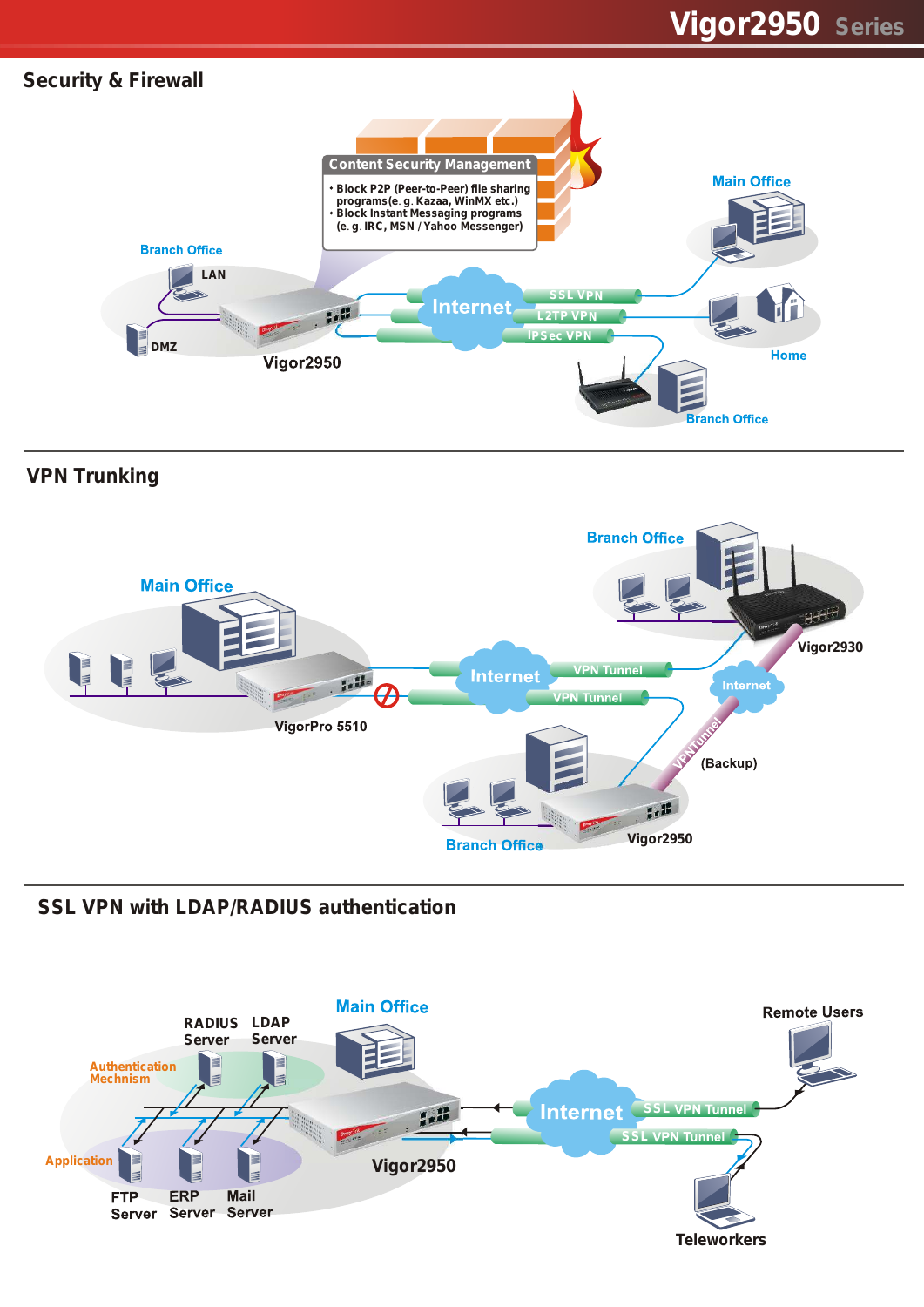## Security & Firewall

**Content Security Management**

- Block P2P (Peer-to-Peer) file sharing programs(e. g. Kazaa, WinMX etc.)
- Block Instant Messaging programs (e. g. IRC, MSN / Yahoo Messenger)

Branch Office · LAN · DMZ · Vigor2950 · Internet · SSL VPN · L2TP VPN · IPSec VPN · Main Office · Home · Branch Office

## VPN Trunking

Main Office · VigorPro 5510 · Internet · VPN Tunnel · VPN Tunnel · Branch Office · Vigor2930 · Internet · VPN Tunnel (Backup) · Branch Office · Vigor2950

## SSL VPN with LDAP/RADIUS authentication

Main Office · RADIUS Server · LDAP Server · Authentication Mechnism · Application · FTP Server · ERP Server · Mail Server · Vigor2950 · Internet · SSL VPN Tunnel · SSL VPN Tunnel · Remote Users · Teleworkers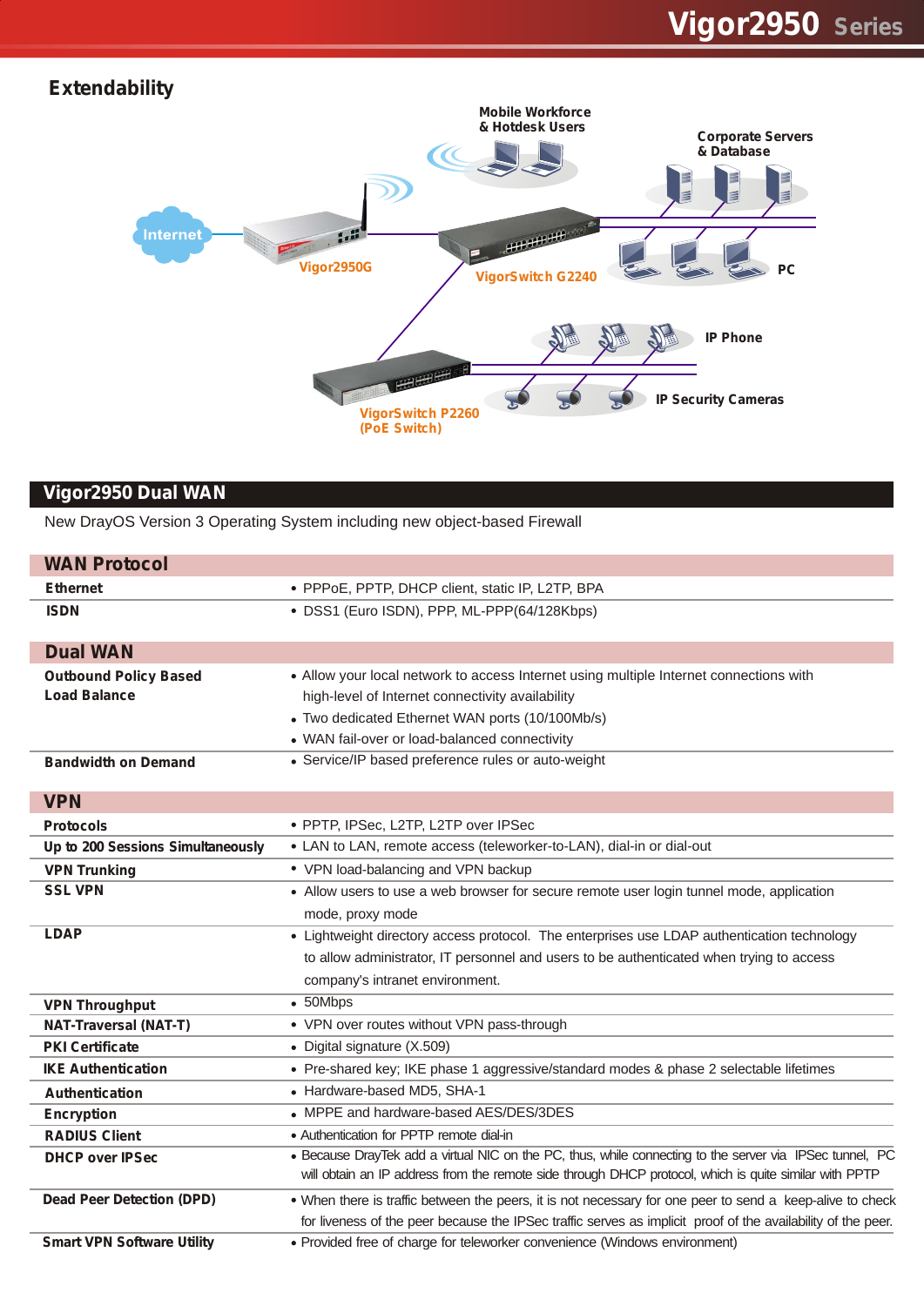## Extendability

Mobile Workforce & Hotdesk Users

Corporate Servers & Database

Internet

Vigor2950G

VigorSwitch G2240

PC

IP Phone

IP Security Cameras

VigorSwitch P2260 (PoE Switch)

## Vigor2950 Dual WAN

New DrayOS Version 3 Operating System including new object-based Firewall

### WAN Protocol

| | |
|---|---|
| **Ethernet** | • PPPoE, PPTP, DHCP client, static IP, L2TP, BPA |
| **ISDN** | • DSS1 (Euro ISDN), PPP, ML-PPP(64/128Kbps) |

### Dual WAN

| | |
|---|---|
| **Outbound Policy Based Load Balance** | • Allow your local network to access Internet using multiple Internet connections with high-level of Internet connectivity availability<br>• Two dedicated Ethernet WAN ports (10/100Mb/s)<br>• WAN fail-over or load-balanced connectivity |
| **Bandwidth on Demand** | • Service/IP based preference rules or auto-weight |

### VPN

| | |
|---|---|
| **Protocols** | • PPTP, IPSec, L2TP, L2TP over IPSec |
| **Up to 200 Sessions Simultaneously** | • LAN to LAN, remote access (teleworker-to-LAN), dial-in or dial-out |
| **VPN Trunking** | • VPN load-balancing and VPN backup |
| **SSL VPN** | • Allow users to use a web browser for secure remote user login tunnel mode, application mode, proxy mode |
| **LDAP** | • Lightweight directory access protocol. The enterprises use LDAP authentication technology to allow administrator, IT personnel and users to be authenticated when trying to access company's intranet environment. |
| **VPN Throughput** | • 50Mbps |
| **NAT-Traversal (NAT-T)** | • VPN over routes without VPN pass-through |
| **PKI Certificate** | • Digital signature (X.509) |
| **IKE Authentication** | • Pre-shared key; IKE phase 1 aggressive/standard modes & phase 2 selectable lifetimes |
| **Authentication** | • Hardware-based MD5, SHA-1 |
| **Encryption** | • MPPE and hardware-based AES/DES/3DES |
| **RADIUS Client** | • Authentication for PPTP remote dial-in |
| **DHCP over IPSec** | • Because DrayTek add a virtual NIC on the PC, thus, while connecting to the server via IPSec tunnel, PC will obtain an IP address from the remote side through DHCP protocol, which is quite similar with PPTP |
| **Dead Peer Detection (DPD)** | • When there is traffic between the peers, it is not necessary for one peer to send a keep-alive to check for liveness of the peer because the IPSec traffic serves as implicit proof of the availability of the peer. |
| **Smart VPN Software Utility** | • Provided free of charge for teleworker convenience (Windows environment) |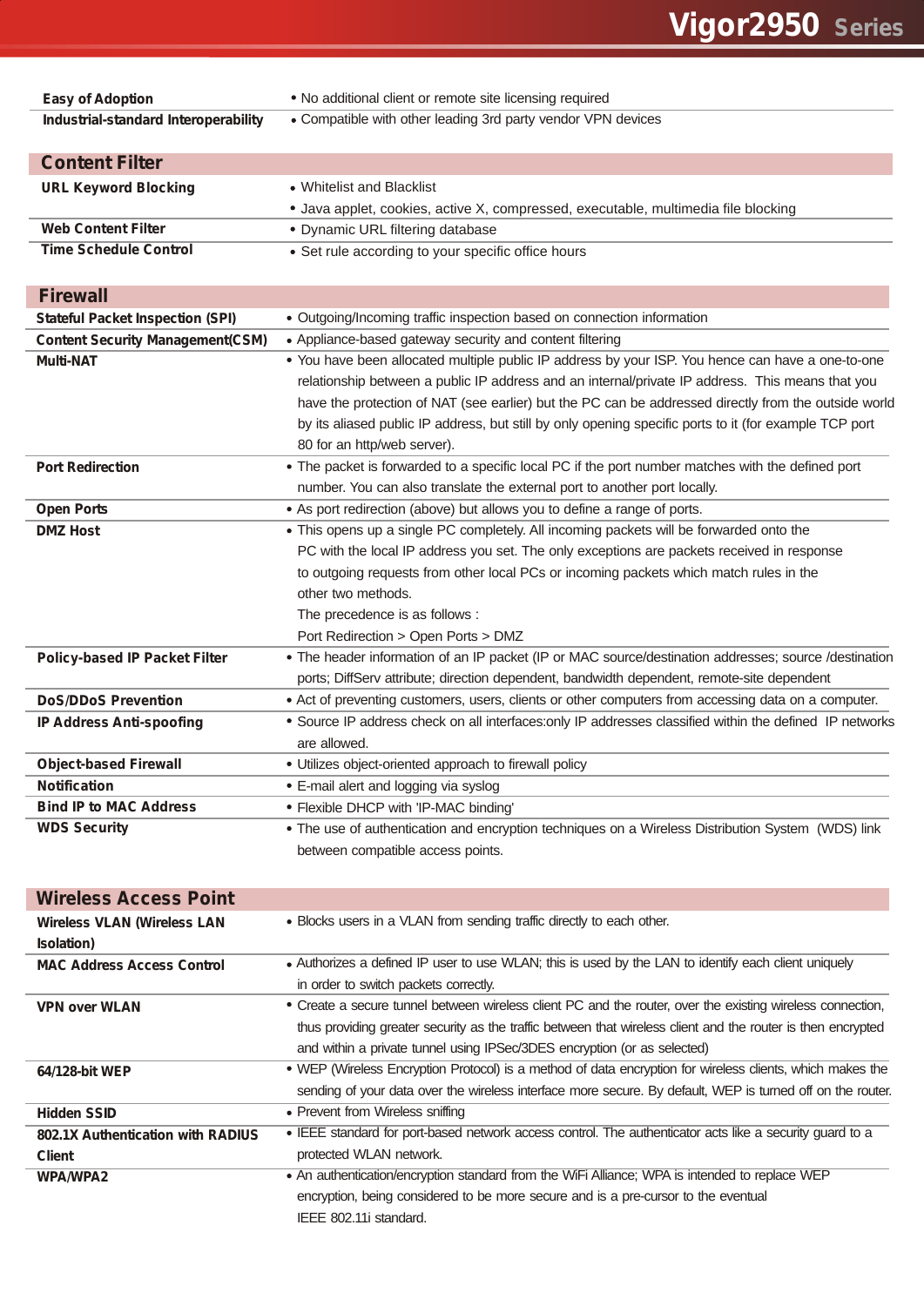| | |
|---|---|
| **Easy of Adoption** | • No additional client or remote site licensing required |
| **Industrial-standard Interoperability** | • Compatible with other leading 3rd party vendor VPN devices |

## Content Filter

| | |
|---|---|
| **URL Keyword Blocking** | • Whitelist and Blacklist<br>• Java applet, cookies, active X, compressed, executable, multimedia file blocking |
| **Web Content Filter** | • Dynamic URL filtering database |
| **Time Schedule Control** | • Set rule according to your specific office hours |

## Firewall

| | |
|---|---|
| **Stateful Packet Inspection (SPI)** | • Outgoing/Incoming traffic inspection based on connection information |
| **Content Security Management(CSM)** | • Appliance-based gateway security and content filtering |
| **Multi-NAT** | • You have been allocated multiple public IP address by your ISP. You hence can have a one-to-one relationship between a public IP address and an internal/private IP address. This means that you have the protection of NAT (see earlier) but the PC can be addressed directly from the outside world by its aliased public IP address, but still by only opening specific ports to it (for example TCP port 80 for an http/web server). |
| **Port Redirection** | • The packet is forwarded to a specific local PC if the port number matches with the defined port number. You can also translate the external port to another port locally. |
| **Open Ports** | • As port redirection (above) but allows you to define a range of ports. |
| **DMZ Host** | • This opens up a single PC completely. All incoming packets will be forwarded onto the PC with the local IP address you set. The only exceptions are packets received in response to outgoing requests from other local PCs or incoming packets which match rules in the other two methods.<br>The precedence is as follows :<br>Port Redirection > Open Ports > DMZ |
| **Policy-based IP Packet Filter** | • The header information of an IP packet (IP or MAC source/destination addresses; source /destination ports; DiffServ attribute; direction dependent, bandwidth dependent, remote-site dependent |
| **DoS/DDoS Prevention** | • Act of preventing customers, users, clients or other computers from accessing data on a computer. |
| **IP Address Anti-spoofing** | • Source IP address check on all interfaces:only IP addresses classified within the defined IP networks are allowed. |
| **Object-based Firewall** | • Utilizes object-oriented approach to firewall policy |
| **Notification** | • E-mail alert and logging via syslog |
| **Bind IP to MAC Address** | • Flexible DHCP with 'IP-MAC binding' |
| **WDS Security** | • The use of authentication and encryption techniques on a Wireless Distribution System (WDS) link between compatible access points. |

## Wireless Access Point

| | |
|---|---|
| **Wireless VLAN (Wireless LAN Isolation)** | • Blocks users in a VLAN from sending traffic directly to each other. |
| **MAC Address Access Control** | • Authorizes a defined IP user to use WLAN; this is used by the LAN to identify each client uniquely in order to switch packets correctly. |
| **VPN over WLAN** | • Create a secure tunnel between wireless client PC and the router, over the existing wireless connection, thus providing greater security as the traffic between that wireless client and the router is then encrypted and within a private tunnel using IPSec/3DES encryption (or as selected) |
| **64/128-bit WEP** | • WEP (Wireless Encryption Protocol) is a method of data encryption for wireless clients, which makes the sending of your data over the wireless interface more secure. By default, WEP is turned off on the router. |
| **Hidden SSID** | • Prevent from Wireless sniffing |
| **802.1X Authentication with RADIUS Client** | • IEEE standard for port-based network access control. The authenticator acts like a security guard to a protected WLAN network. |
| **WPA/WPA2** | • An authentication/encryption standard from the WiFi Alliance; WPA is intended to replace WEP encryption, being considered to be more secure and is a pre-cursor to the eventual IEEE 802.11i standard. |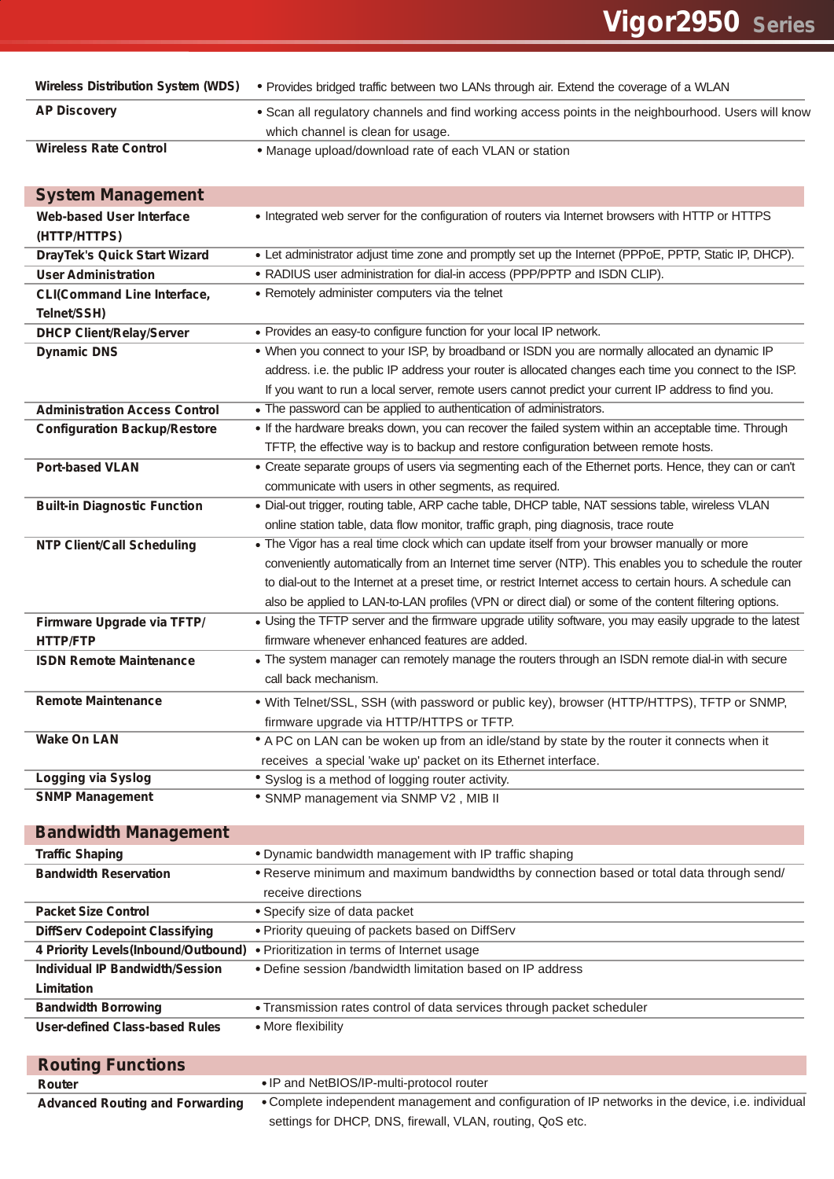| | |
|---|---|
| **Wireless Distribution System (WDS)** | • Provides bridged traffic between two LANs through air. Extend the coverage of a WLAN |
| **AP Discovery** | • Scan all regulatory channels and find working access points in the neighbourhood. Users will know which channel is clean for usage. |
| **Wireless Rate Control** | • Manage upload/download rate of each VLAN or station |

## System Management

| | |
|---|---|
| **Web-based User Interface (HTTP/HTTPS)** | • Integrated web server for the configuration of routers via Internet browsers with HTTP or HTTPS |
| **DrayTek's Quick Start Wizard** | • Let administrator adjust time zone and promptly set up the Internet (PPPoE, PPTP, Static IP, DHCP). |
| **User Administration** | • RADIUS user administration for dial-in access (PPP/PPTP and ISDN CLIP). |
| **CLI(Command Line Interface, Telnet/SSH)** | • Remotely administer computers via the telnet |
| **DHCP Client/Relay/Server** | • Provides an easy-to configure function for your local IP network. |
| **Dynamic DNS** | • When you connect to your ISP, by broadband or ISDN you are normally allocated an dynamic IP address. i.e. the public IP address your router is allocated changes each time you connect to the ISP. If you want to run a local server, remote users cannot predict your current IP address to find you. |
| **Administration Access Control** | • The password can be applied to authentication of administrators. |
| **Configuration Backup/Restore** | • If the hardware breaks down, you can recover the failed system within an acceptable time. Through TFTP, the effective way is to backup and restore configuration between remote hosts. |
| **Port-based VLAN** | • Create separate groups of users via segmenting each of the Ethernet ports. Hence, they can or can't communicate with users in other segments, as required. |
| **Built-in Diagnostic Function** | • Dial-out trigger, routing table, ARP cache table, DHCP table, NAT sessions table, wireless VLAN online station table, data flow monitor, traffic graph, ping diagnosis, trace route |
| **NTP Client/Call Scheduling** | • The Vigor has a real time clock which can update itself from your browser manually or more conveniently automatically from an Internet time server (NTP). This enables you to schedule the router to dial-out to the Internet at a preset time, or restrict Internet access to certain hours. A schedule can also be applied to LAN-to-LAN profiles (VPN or direct dial) or some of the content filtering options. |
| **Firmware Upgrade via TFTP/ HTTP/FTP** | • Using the TFTP server and the firmware upgrade utility software, you may easily upgrade to the latest firmware whenever enhanced features are added. |
| **ISDN Remote Maintenance** | • The system manager can remotely manage the routers through an ISDN remote dial-in with secure call back mechanism. |
| **Remote Maintenance** | • With Telnet/SSL, SSH (with password or public key), browser (HTTP/HTTPS), TFTP or SNMP, firmware upgrade via HTTP/HTTPS or TFTP. |
| **Wake On LAN** | • A PC on LAN can be woken up from an idle/stand by state by the router it connects when it receives a special 'wake up' packet on its Ethernet interface. |
| **Logging via Syslog** | • Syslog is a method of logging router activity. |
| **SNMP Management** | • SNMP management via SNMP V2 , MIB II |

## Bandwidth Management

| | |
|---|---|
| **Traffic Shaping** | • Dynamic bandwidth management with IP traffic shaping |
| **Bandwidth Reservation** | • Reserve minimum and maximum bandwidths by connection based or total data through send/ receive directions |
| **Packet Size Control** | • Specify size of data packet |
| **DiffServ Codepoint Classifying** | • Priority queuing of packets based on DiffServ |
| **4 Priority Levels(Inbound/Outbound)** | • Prioritization in terms of Internet usage |
| **Individual IP Bandwidth/Session Limitation** | • Define session /bandwidth limitation based on IP address |
| **Bandwidth Borrowing** | • Transmission rates control of data services through packet scheduler |
| **User-defined Class-based Rules** | • More flexibility |

## Routing Functions

| | |
|---|---|
| **Router** | • IP and NetBIOS/IP-multi-protocol router |
| **Advanced Routing and Forwarding** | • Complete independent management and configuration of IP networks in the device, i.e. individual settings for DHCP, DNS, firewall, VLAN, routing, QoS etc. |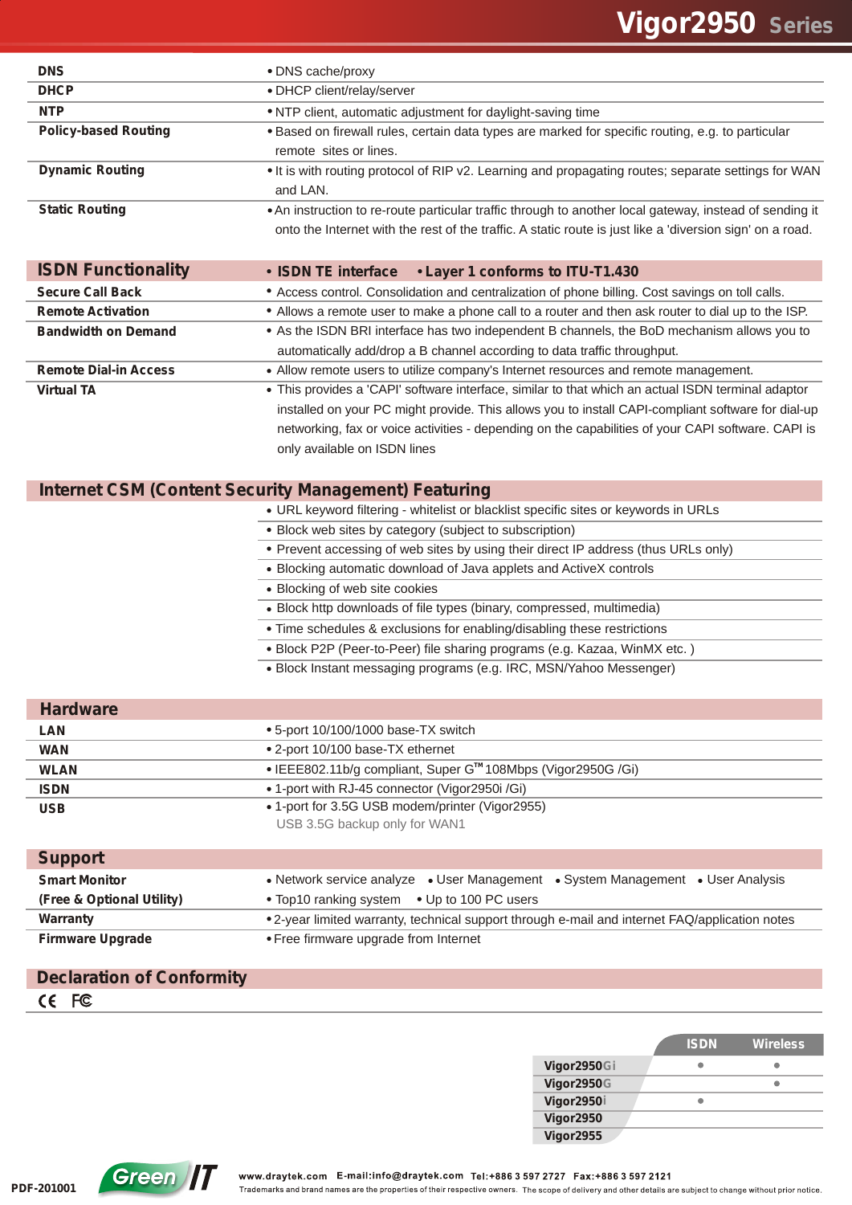| | |
|---|---|
| **DNS** | • DNS cache/proxy |
| **DHCP** | • DHCP client/relay/server |
| **NTP** | • NTP client, automatic adjustment for daylight-saving time |
| **Policy-based Routing** | • Based on firewall rules, certain data types are marked for specific routing, e.g. to particular remote sites or lines. |
| **Dynamic Routing** | • It is with routing protocol of RIP v2. Learning and propagating routes; separate settings for WAN and LAN. |
| **Static Routing** | • An instruction to re-route particular traffic through to another local gateway, instead of sending it onto the Internet with the rest of the traffic. A static route is just like a 'diversion sign' on a road. |

## ISDN Functionality

• **ISDN TE interface** • **Layer 1 conforms to ITU-T1.430**

| | |
|---|---|
| **Secure Call Back** | • Access control. Consolidation and centralization of phone billing. Cost savings on toll calls. |
| **Remote Activation** | • Allows a remote user to make a phone call to a router and then ask router to dial up to the ISP. |
| **Bandwidth on Demand** | • As the ISDN BRI interface has two independent B channels, the BoD mechanism allows you to automatically add/drop a B channel according to data traffic throughput. |
| **Remote Dial-in Access** | • Allow remote users to utilize company's Internet resources and remote management. |
| **Virtual TA** | • This provides a 'CAPI' software interface, similar to that which an actual ISDN terminal adaptor installed on your PC might provide. This allows you to install CAPI-compliant software for dial-up networking, fax or voice activities - depending on the capabilities of your CAPI software. CAPI is only available on ISDN lines |

## Internet CSM (Content Security Management) Featuring

- URL keyword filtering - whitelist or blacklist specific sites or keywords in URLs
- Block web sites by category (subject to subscription)
- Prevent accessing of web sites by using their direct IP address (thus URLs only)
- Blocking automatic download of Java applets and ActiveX controls
- Blocking of web site cookies
- Block http downloads of file types (binary, compressed, multimedia)
- Time schedules & exclusions for enabling/disabling these restrictions
- Block P2P (Peer-to-Peer) file sharing programs (e.g. Kazaa, WinMX etc. )
- Block Instant messaging programs (e.g. IRC, MSN/Yahoo Messenger)

## Hardware

| | |
|---|---|
| **LAN** | • 5-port 10/100/1000 base-TX switch |
| **WAN** | • 2-port 10/100 base-TX ethernet |
| **WLAN** | • IEEE802.11b/g compliant, Super G™ 108Mbps (Vigor2950G /Gi) |
| **ISDN** | • 1-port with RJ-45 connector (Vigor2950i /Gi) |
| **USB** | • 1-port for 3.5G USB modem/printer (Vigor2955) USB 3.5G backup only for WAN1 |

## Support

| | |
|---|---|
| **Smart Monitor (Free & Optional Utility)** | • Network service analyze • User Management • System Management • User Analysis • Top10 ranking system • Up to 100 PC users |
| **Warranty** | • 2-year limited warranty, technical support through e-mail and internet FAQ/application notes |
| **Firmware Upgrade** | • Free firmware upgrade from Internet |

## Declaration of Conformity

CE FC

| | ISDN | Wireless |
|---|---|---|
| Vigor2950Gi | • | • |
| Vigor2950G | | • |
| Vigor2950i | • | |
| Vigor2950 | | |
| Vigor2955 | | |

PDF-201001

Green IT

www.draytek.com E-mail:info@draytek.com Tel:+886 3 597 2727 Fax:+886 3 597 2121

Trademarks and brand names are the properties of their respective owners. The scope of delivery and other details are subject to change without prior notice.